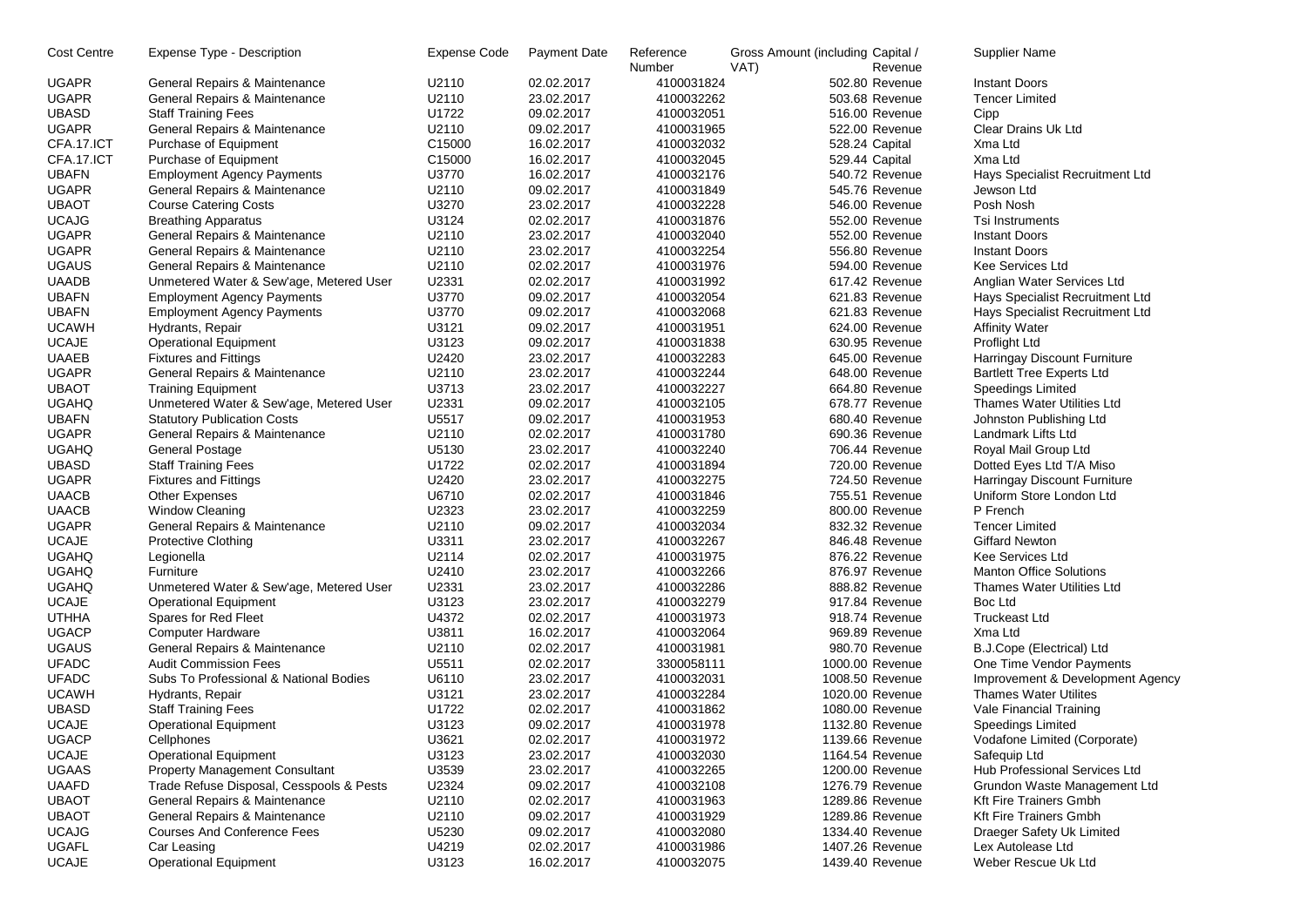| Cost Centre | Expense Type - Description | Expense Code | Payment Date | Reference Number | Gross Amount (including VAT) | Capital / Revenue | Supplier Name |
|---|---|---|---|---|---|---|---|
| UGAPR | General Repairs & Maintenance | U2110 | 02.02.2017 | 4100031824 | 502.80 | Revenue | Instant Doors |
| UGAPR | General Repairs & Maintenance | U2110 | 23.02.2017 | 4100032262 | 503.68 | Revenue | Tencer Limited |
| UBASD | Staff Training Fees | U1722 | 09.02.2017 | 4100032051 | 516.00 | Revenue | Cipp |
| UGAPR | General Repairs & Maintenance | U2110 | 09.02.2017 | 4100031965 | 522.00 | Revenue | Clear Drains Uk Ltd |
| CFA.17.ICT | Purchase of Equipment | C15000 | 16.02.2017 | 4100032032 | 528.24 | Capital | Xma Ltd |
| CFA.17.ICT | Purchase of Equipment | C15000 | 16.02.2017 | 4100032045 | 529.44 | Capital | Xma Ltd |
| UBAFN | Employment Agency Payments | U3770 | 16.02.2017 | 4100032176 | 540.72 | Revenue | Hays Specialist Recruitment Ltd |
| UGAPR | General Repairs & Maintenance | U2110 | 09.02.2017 | 4100031849 | 545.76 | Revenue | Jewson Ltd |
| UBAOT | Course Catering Costs | U3270 | 23.02.2017 | 4100032228 | 546.00 | Revenue | Posh Nosh |
| UCAJG | Breathing Apparatus | U3124 | 02.02.2017 | 4100031876 | 552.00 | Revenue | Tsi Instruments |
| UGAPR | General Repairs & Maintenance | U2110 | 23.02.2017 | 4100032040 | 552.00 | Revenue | Instant Doors |
| UGAPR | General Repairs & Maintenance | U2110 | 23.02.2017 | 4100032254 | 556.80 | Revenue | Instant Doors |
| UGAUS | General Repairs & Maintenance | U2110 | 02.02.2017 | 4100031976 | 594.00 | Revenue | Kee Services Ltd |
| UAADB | Unmetered Water & Sew'age, Metered User | U2331 | 02.02.2017 | 4100031992 | 617.42 | Revenue | Anglian Water Services Ltd |
| UBAFN | Employment Agency Payments | U3770 | 09.02.2017 | 4100032054 | 621.83 | Revenue | Hays Specialist Recruitment Ltd |
| UBAFN | Employment Agency Payments | U3770 | 09.02.2017 | 4100032068 | 621.83 | Revenue | Hays Specialist Recruitment Ltd |
| UCAWH | Hydrants, Repair | U3121 | 09.02.2017 | 4100031951 | 624.00 | Revenue | Affinity Water |
| UCAJE | Operational Equipment | U3123 | 09.02.2017 | 4100031838 | 630.95 | Revenue | Proflight Ltd |
| UAAEB | Fixtures and Fittings | U2420 | 23.02.2017 | 4100032283 | 645.00 | Revenue | Harringay Discount Furniture |
| UGAPR | General Repairs & Maintenance | U2110 | 23.02.2017 | 4100032244 | 648.00 | Revenue | Bartlett Tree Experts Ltd |
| UBAOT | Training Equipment | U3713 | 23.02.2017 | 4100032227 | 664.80 | Revenue | Speedings Limited |
| UGAHQ | Unmetered Water & Sew'age, Metered User | U2331 | 09.02.2017 | 4100032105 | 678.77 | Revenue | Thames Water Utilities Ltd |
| UBAFN | Statutory Publication Costs | U5517 | 09.02.2017 | 4100031953 | 680.40 | Revenue | Johnston Publishing Ltd |
| UGAPR | General Repairs & Maintenance | U2110 | 02.02.2017 | 4100031780 | 690.36 | Revenue | Landmark Lifts Ltd |
| UGAHQ | General Postage | U5130 | 23.02.2017 | 4100032240 | 706.44 | Revenue | Royal Mail Group Ltd |
| UBASD | Staff Training Fees | U1722 | 02.02.2017 | 4100031894 | 720.00 | Revenue | Dotted Eyes Ltd T/A Miso |
| UGAPR | Fixtures and Fittings | U2420 | 23.02.2017 | 4100032275 | 724.50 | Revenue | Harringay Discount Furniture |
| UAACB | Other Expenses | U6710 | 02.02.2017 | 4100031846 | 755.51 | Revenue | Uniform Store London Ltd |
| UAACB | Window Cleaning | U2323 | 23.02.2017 | 4100032259 | 800.00 | Revenue | P French |
| UGAPR | General Repairs & Maintenance | U2110 | 09.02.2017 | 4100032034 | 832.32 | Revenue | Tencer Limited |
| UCAJE | Protective Clothing | U3311 | 23.02.2017 | 4100032267 | 846.48 | Revenue | Giffard Newton |
| UGAHQ | Legionella | U2114 | 02.02.2017 | 4100031975 | 876.22 | Revenue | Kee Services Ltd |
| UGAHQ | Furniture | U2410 | 23.02.2017 | 4100032266 | 876.97 | Revenue | Manton Office Solutions |
| UGAHQ | Unmetered Water & Sew'age, Metered User | U2331 | 23.02.2017 | 4100032286 | 888.82 | Revenue | Thames Water Utilities Ltd |
| UCAJE | Operational Equipment | U3123 | 23.02.2017 | 4100032279 | 917.84 | Revenue | Boc Ltd |
| UTHHA | Spares for Red Fleet | U4372 | 02.02.2017 | 4100031973 | 918.74 | Revenue | Truckeast Ltd |
| UGACP | Computer Hardware | U3811 | 16.02.2017 | 4100032064 | 969.89 | Revenue | Xma Ltd |
| UGAUS | General Repairs & Maintenance | U2110 | 02.02.2017 | 4100031981 | 980.70 | Revenue | B.J.Cope (Electrical) Ltd |
| UFADC | Audit Commission Fees | U5511 | 02.02.2017 | 3300058111 | 1000.00 | Revenue | One Time Vendor Payments |
| UFADC | Subs To Professional & National Bodies | U6110 | 23.02.2017 | 4100032031 | 1008.50 | Revenue | Improvement & Development Agency |
| UCAWH | Hydrants, Repair | U3121 | 23.02.2017 | 4100032284 | 1020.00 | Revenue | Thames Water Utilites |
| UBASD | Staff Training Fees | U1722 | 02.02.2017 | 4100031862 | 1080.00 | Revenue | Vale Financial Training |
| UCAJE | Operational Equipment | U3123 | 09.02.2017 | 4100031978 | 1132.80 | Revenue | Speedings Limited |
| UGACP | Cellphones | U3621 | 02.02.2017 | 4100031972 | 1139.66 | Revenue | Vodafone Limited (Corporate) |
| UCAJE | Operational Equipment | U3123 | 23.02.2017 | 4100032030 | 1164.54 | Revenue | Safequip Ltd |
| UGAAS | Property Management Consultant | U3539 | 23.02.2017 | 4100032265 | 1200.00 | Revenue | Hub Professional Services Ltd |
| UAAFD | Trade Refuse Disposal, Cesspools & Pests | U2324 | 09.02.2017 | 4100032108 | 1276.79 | Revenue | Grundon Waste Management Ltd |
| UBAOT | General Repairs & Maintenance | U2110 | 02.02.2017 | 4100031963 | 1289.86 | Revenue | Kft Fire Trainers Gmbh |
| UBAOT | General Repairs & Maintenance | U2110 | 09.02.2017 | 4100031929 | 1289.86 | Revenue | Kft Fire Trainers Gmbh |
| UCAJG | Courses And Conference Fees | U5230 | 09.02.2017 | 4100032080 | 1334.40 | Revenue | Draeger Safety Uk Limited |
| UGAFL | Car Leasing | U4219 | 02.02.2017 | 4100031986 | 1407.26 | Revenue | Lex Autolease Ltd |
| UCAJE | Operational Equipment | U3123 | 16.02.2017 | 4100032075 | 1439.40 | Revenue | Weber Rescue Uk Ltd |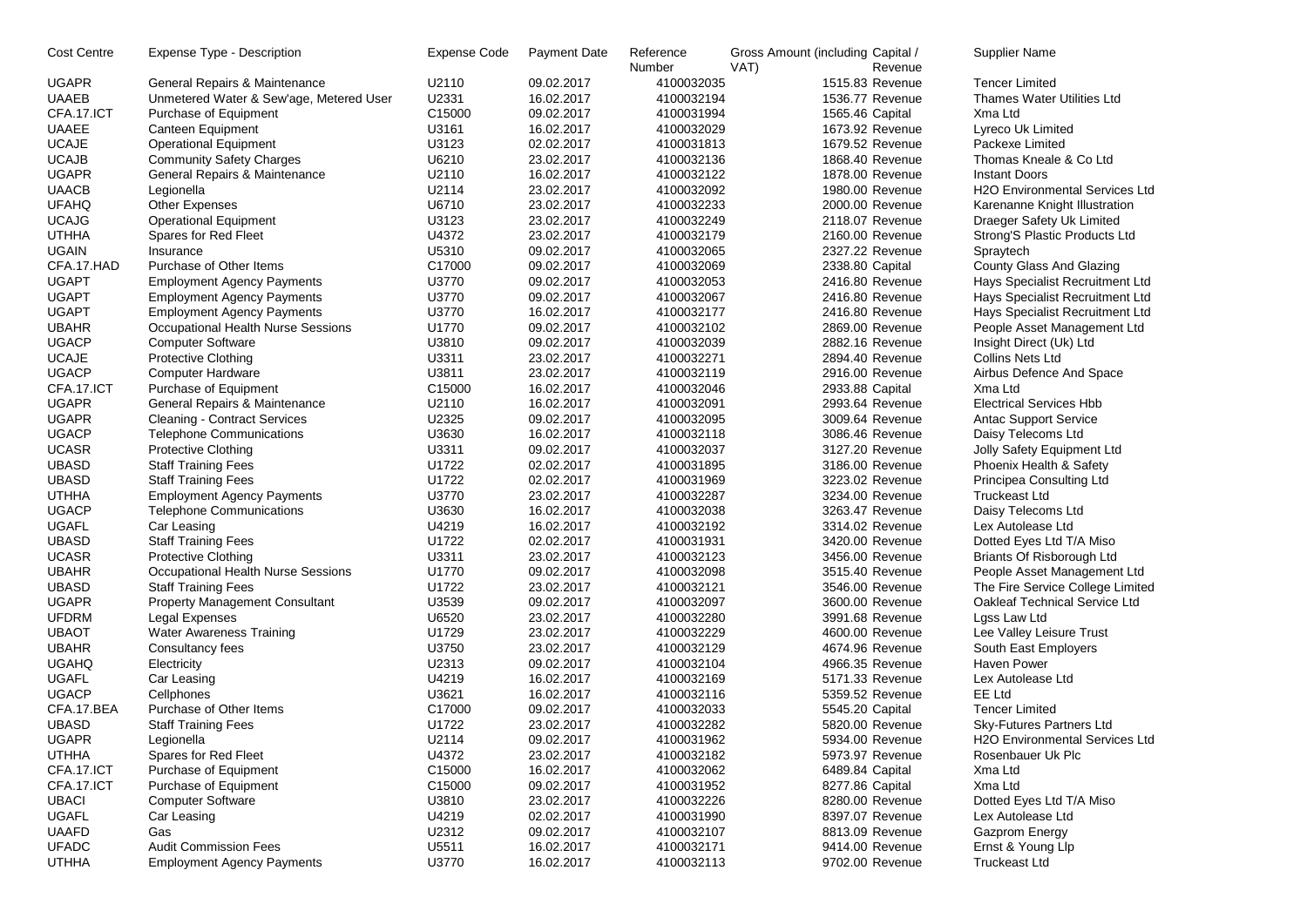| Cost Centre | Expense Type - Description | Expense Code | Payment Date | Reference Number | Gross Amount (including VAT) | Capital / Revenue | Supplier Name |
|---|---|---|---|---|---|---|---|
| UGAPR | General Repairs & Maintenance | U2110 | 09.02.2017 | 4100032035 | 1515.83 | Revenue | Tencer Limited |
| UAAEB | Unmetered Water & Sew'age, Metered User | U2331 | 16.02.2017 | 4100032194 | 1536.77 | Revenue | Thames Water Utilities Ltd |
| CFA.17.ICT | Purchase of Equipment | C15000 | 09.02.2017 | 4100031994 | 1565.46 | Capital | Xma Ltd |
| UAAEE | Canteen Equipment | U3161 | 16.02.2017 | 4100032029 | 1673.92 | Revenue | Lyreco Uk Limited |
| UCAJE | Operational Equipment | U3123 | 02.02.2017 | 4100031813 | 1679.52 | Revenue | Packexe Limited |
| UCAJB | Community Safety Charges | U6210 | 23.02.2017 | 4100032136 | 1868.40 | Revenue | Thomas Kneale & Co Ltd |
| UGAPR | General Repairs & Maintenance | U2110 | 16.02.2017 | 4100032122 | 1878.00 | Revenue | Instant Doors |
| UAACB | Legionella | U2114 | 23.02.2017 | 4100032092 | 1980.00 | Revenue | H2O Environmental Services Ltd |
| UFAHQ | Other Expenses | U6710 | 23.02.2017 | 4100032233 | 2000.00 | Revenue | Karenanne Knight Illustration |
| UCAJG | Operational Equipment | U3123 | 23.02.2017 | 4100032249 | 2118.07 | Revenue | Draeger Safety Uk Limited |
| UTHHA | Spares for Red Fleet | U4372 | 23.02.2017 | 4100032179 | 2160.00 | Revenue | Strong'S Plastic Products Ltd |
| UGAIN | Insurance | U5310 | 09.02.2017 | 4100032065 | 2327.22 | Revenue | Spraytech |
| CFA.17.HAD | Purchase of Other Items | C17000 | 09.02.2017 | 4100032069 | 2338.80 | Capital | County Glass And Glazing |
| UGAPT | Employment Agency Payments | U3770 | 09.02.2017 | 4100032053 | 2416.80 | Revenue | Hays Specialist Recruitment Ltd |
| UGAPT | Employment Agency Payments | U3770 | 09.02.2017 | 4100032067 | 2416.80 | Revenue | Hays Specialist Recruitment Ltd |
| UGAPT | Employment Agency Payments | U3770 | 16.02.2017 | 4100032177 | 2416.80 | Revenue | Hays Specialist Recruitment Ltd |
| UBAHR | Occupational Health Nurse Sessions | U1770 | 09.02.2017 | 4100032102 | 2869.00 | Revenue | People Asset Management Ltd |
| UGACP | Computer Software | U3810 | 09.02.2017 | 4100032039 | 2882.16 | Revenue | Insight Direct (Uk) Ltd |
| UCAJE | Protective Clothing | U3311 | 23.02.2017 | 4100032271 | 2894.40 | Revenue | Collins Nets Ltd |
| UGACP | Computer Hardware | U3811 | 23.02.2017 | 4100032119 | 2916.00 | Revenue | Airbus Defence And Space |
| CFA.17.ICT | Purchase of Equipment | C15000 | 16.02.2017 | 4100032046 | 2933.88 | Capital | Xma Ltd |
| UGAPR | General Repairs & Maintenance | U2110 | 16.02.2017 | 4100032091 | 2993.64 | Revenue | Electrical Services Hbb |
| UGAPR | Cleaning - Contract Services | U2325 | 09.02.2017 | 4100032095 | 3009.64 | Revenue | Antac Support Service |
| UGACP | Telephone Communications | U3630 | 16.02.2017 | 4100032118 | 3086.46 | Revenue | Daisy Telecoms Ltd |
| UCASR | Protective Clothing | U3311 | 09.02.2017 | 4100032037 | 3127.20 | Revenue | Jolly Safety Equipment Ltd |
| UBASD | Staff Training Fees | U1722 | 02.02.2017 | 4100031895 | 3186.00 | Revenue | Phoenix Health & Safety |
| UBASD | Staff Training Fees | U1722 | 02.02.2017 | 4100031969 | 3223.02 | Revenue | Principea Consulting Ltd |
| UTHHA | Employment Agency Payments | U3770 | 23.02.2017 | 4100032287 | 3234.00 | Revenue | Truckeast Ltd |
| UGACP | Telephone Communications | U3630 | 16.02.2017 | 4100032038 | 3263.47 | Revenue | Daisy Telecoms Ltd |
| UGAFL | Car Leasing | U4219 | 16.02.2017 | 4100032192 | 3314.02 | Revenue | Lex Autolease Ltd |
| UBASD | Staff Training Fees | U1722 | 02.02.2017 | 4100031931 | 3420.00 | Revenue | Dotted Eyes Ltd T/A Miso |
| UCASR | Protective Clothing | U3311 | 23.02.2017 | 4100032123 | 3456.00 | Revenue | Briants Of Risborough Ltd |
| UBAHR | Occupational Health Nurse Sessions | U1770 | 09.02.2017 | 4100032098 | 3515.40 | Revenue | People Asset Management Ltd |
| UBASD | Staff Training Fees | U1722 | 23.02.2017 | 4100032121 | 3546.00 | Revenue | The Fire Service College Limited |
| UGAPR | Property Management Consultant | U3539 | 09.02.2017 | 4100032097 | 3600.00 | Revenue | Oakleaf Technical Service Ltd |
| UFDRM | Legal Expenses | U6520 | 23.02.2017 | 4100032280 | 3991.68 | Revenue | Lgss Law Ltd |
| UBAOT | Water Awareness Training | U1729 | 23.02.2017 | 4100032229 | 4600.00 | Revenue | Lee Valley Leisure Trust |
| UBAHR | Consultancy fees | U3750 | 23.02.2017 | 4100032129 | 4674.96 | Revenue | South East Employers |
| UGAHQ | Electricity | U2313 | 09.02.2017 | 4100032104 | 4966.35 | Revenue | Haven Power |
| UGAFL | Car Leasing | U4219 | 16.02.2017 | 4100032169 | 5171.33 | Revenue | Lex Autolease Ltd |
| UGACP | Cellphones | U3621 | 16.02.2017 | 4100032116 | 5359.52 | Revenue | EE Ltd |
| CFA.17.BEA | Purchase of Other Items | C17000 | 09.02.2017 | 4100032033 | 5545.20 | Capital | Tencer Limited |
| UBASD | Staff Training Fees | U1722 | 23.02.2017 | 4100032282 | 5820.00 | Revenue | Sky-Futures Partners Ltd |
| UGAPR | Legionella | U2114 | 09.02.2017 | 4100031962 | 5934.00 | Revenue | H2O Environmental Services Ltd |
| UTHHA | Spares for Red Fleet | U4372 | 23.02.2017 | 4100032182 | 5973.97 | Revenue | Rosenbauer Uk Plc |
| CFA.17.ICT | Purchase of Equipment | C15000 | 16.02.2017 | 4100032062 | 6489.84 | Capital | Xma Ltd |
| CFA.17.ICT | Purchase of Equipment | C15000 | 09.02.2017 | 4100031952 | 8277.86 | Capital | Xma Ltd |
| UBACI | Computer Software | U3810 | 23.02.2017 | 4100032226 | 8280.00 | Revenue | Dotted Eyes Ltd T/A Miso |
| UGAFL | Car Leasing | U4219 | 02.02.2017 | 4100031990 | 8397.07 | Revenue | Lex Autolease Ltd |
| UAAFD | Gas | U2312 | 09.02.2017 | 4100032107 | 8813.09 | Revenue | Gazprom Energy |
| UFADC | Audit Commission Fees | U5511 | 16.02.2017 | 4100032171 | 9414.00 | Revenue | Ernst & Young Llp |
| UTHHA | Employment Agency Payments | U3770 | 16.02.2017 | 4100032113 | 9702.00 | Revenue | Truckeast Ltd |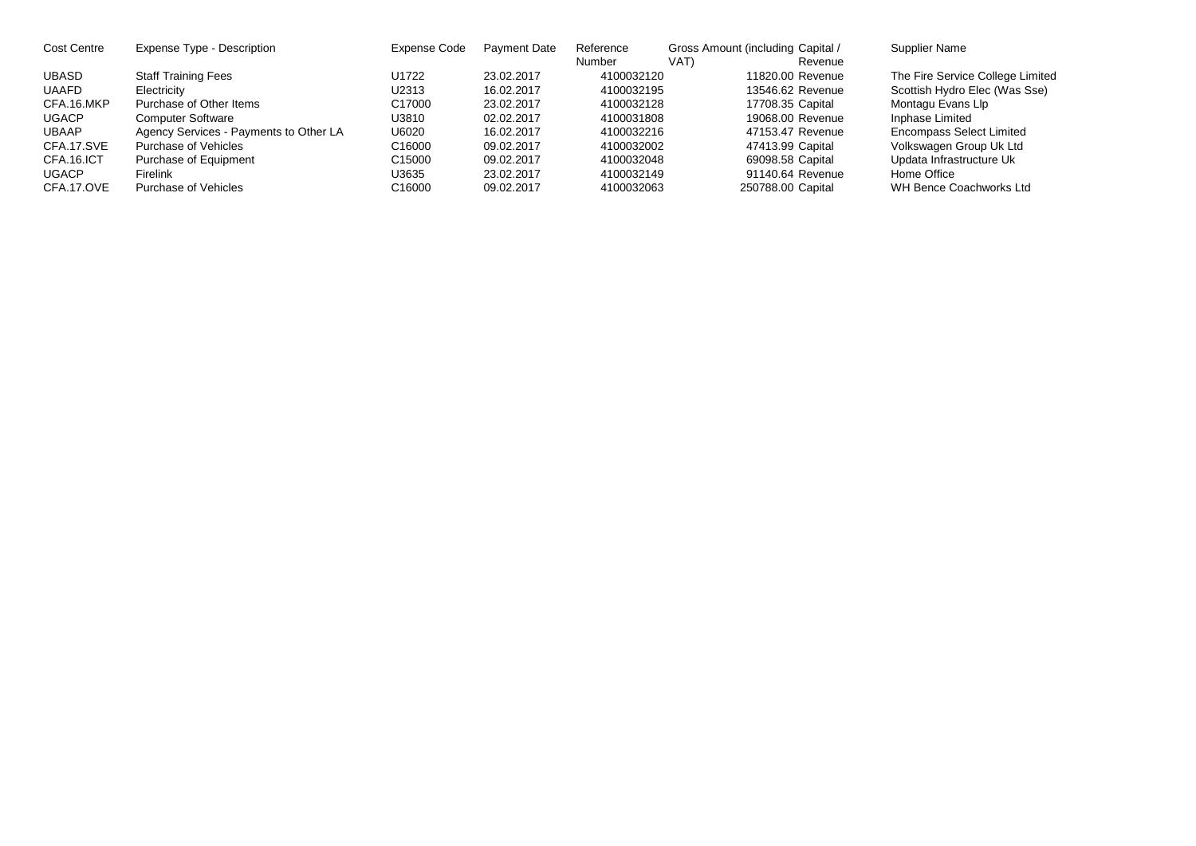| Cost Centre | Expense Type - Description | Expense Code | Payment Date | Reference Number | Gross Amount (including VAT) | Capital / Revenue | Supplier Name |
|---|---|---|---|---|---|---|---|
| UBASD | Staff Training Fees | U1722 | 23.02.2017 | 4100032120 | 11820.00 | Revenue | The Fire Service College Limited |
| UAAFD | Electricity | U2313 | 16.02.2017 | 4100032195 | 13546.62 | Revenue | Scottish Hydro Elec (Was Sse) |
| CFA.16.MKP | Purchase of Other Items | C17000 | 23.02.2017 | 4100032128 | 17708.35 | Capital | Montagu Evans Llp |
| UGACP | Computer Software | U3810 | 02.02.2017 | 4100031808 | 19068.00 | Revenue | Inphase Limited |
| UBAAP | Agency Services - Payments to Other LA | U6020 | 16.02.2017 | 4100032216 | 47153.47 | Revenue | Encompass Select Limited |
| CFA.17.SVE | Purchase of Vehicles | C16000 | 09.02.2017 | 4100032002 | 47413.99 | Capital | Volkswagen Group Uk Ltd |
| CFA.16.ICT | Purchase of Equipment | C15000 | 09.02.2017 | 4100032048 | 69098.58 | Capital | Updata Infrastructure Uk |
| UGACP | Firelink | U3635 | 23.02.2017 | 4100032149 | 91140.64 | Revenue | Home Office |
| CFA.17.OVE | Purchase of Vehicles | C16000 | 09.02.2017 | 4100032063 | 250788.00 | Capital | WH Bence Coachworks Ltd |